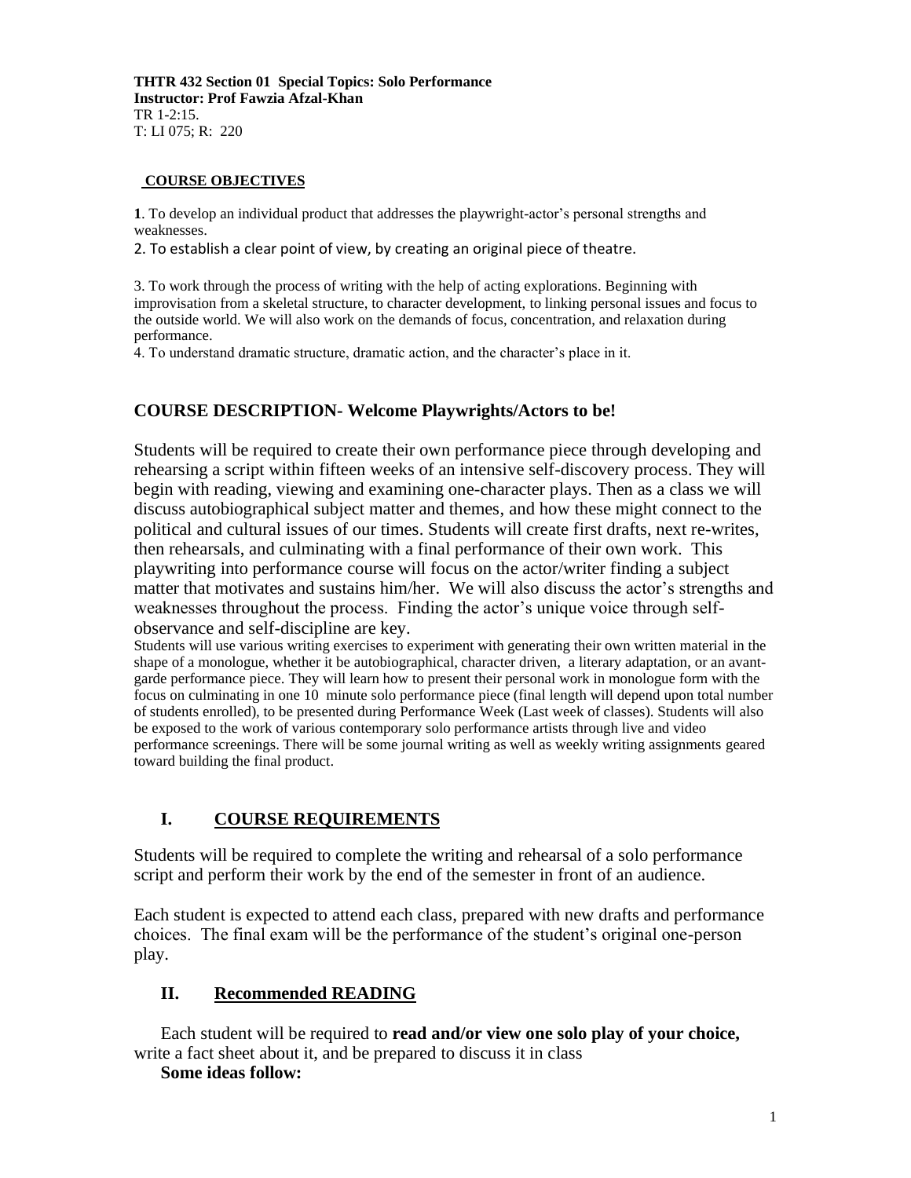**THTR 432 Section 01 Special Topics: Solo Performance**
**Instructor: Prof Fawzia Afzal-Khan**
TR 1-2:15.
T: LI 075; R: 220

**COURSE OBJECTIVES**

**1**. To develop an individual product that addresses the playwright-actor's personal strengths and weaknesses.

2. To establish a clear point of view, by creating an original piece of theatre.

3. To work through the process of writing with the help of acting explorations. Beginning with improvisation from a skeletal structure, to character development, to linking personal issues and focus to the outside world. We will also work on the demands of focus, concentration, and relaxation during performance.

4. To understand dramatic structure, dramatic action, and the character's place in it.

## COURSE DESCRIPTION- Welcome Playwrights/Actors to be!

Students will be required to create their own performance piece through developing and rehearsing a script within fifteen weeks of an intensive self-discovery process. They will begin with reading, viewing and examining one-character plays. Then as a class we will discuss autobiographical subject matter and themes, and how these might connect to the political and cultural issues of our times. Students will create first drafts, next re-writes, then rehearsals, and culminating with a final performance of their own work. This playwriting into performance course will focus on the actor/writer finding a subject matter that motivates and sustains him/her. We will also discuss the actor's strengths and weaknesses throughout the process. Finding the actor's unique voice through self-observance and self-discipline are key.

Students will use various writing exercises to experiment with generating their own written material in the shape of a monologue, whether it be autobiographical, character driven, a literary adaptation, or an avant-garde performance piece. They will learn how to present their personal work in monologue form with the focus on culminating in one 10 minute solo performance piece (final length will depend upon total number of students enrolled), to be presented during Performance Week (Last week of classes). Students will also be exposed to the work of various contemporary solo performance artists through live and video performance screenings. There will be some journal writing as well as weekly writing assignments geared toward building the final product.

## I. COURSE REQUIREMENTS

Students will be required to complete the writing and rehearsal of a solo performance script and perform their work by the end of the semester in front of an audience.

Each student is expected to attend each class, prepared with new drafts and performance choices. The final exam will be the performance of the student's original one-person play.

## II. Recommended READING

Each student will be required to **read and/or view one solo play of your choice,** write a fact sheet about it, and be prepared to discuss it in class

**Some ideas follow:**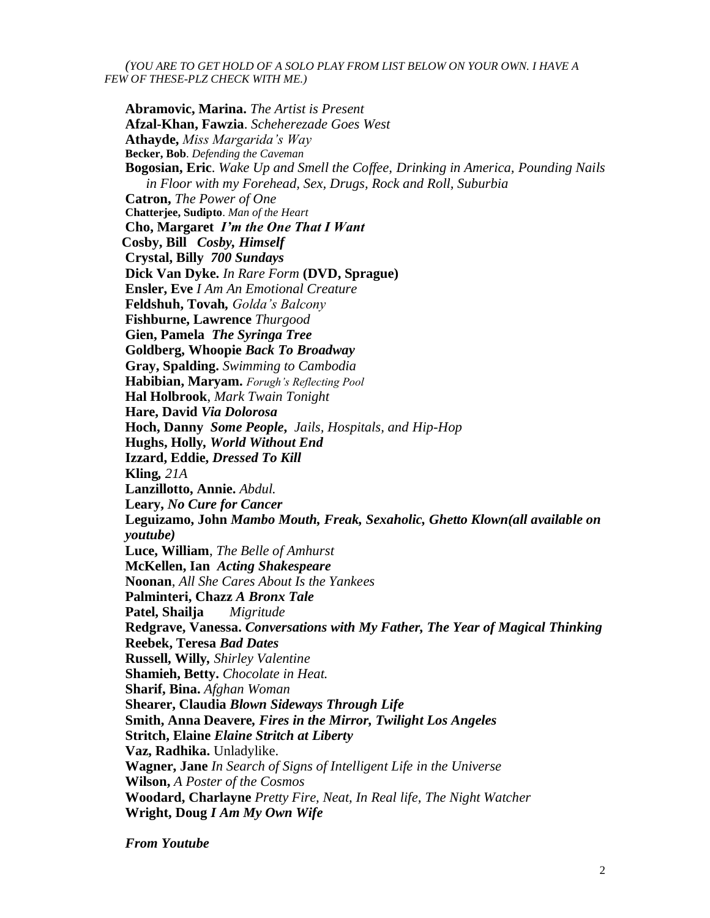*(YOU ARE TO GET HOLD OF A SOLO PLAY FROM LIST BELOW ON YOUR OWN. I HAVE A FEW OF THESE-PLZ CHECK WITH ME.)*

**Abramovic, Marina.** *The Artist is Present*
**Afzal-Khan, Fawzia**. *Scheherezade Goes West*
**Athayde,** *Miss Margarida's Way*
**Becker, Bob**. *Defending the Caveman*
**Bogosian, Eric**. *Wake Up and Smell the Coffee, Drinking in America, Pounding Nails in Floor with my Forehead, Sex, Drugs, Rock and Roll, Suburbia*
**Catron,** *The Power of One*
**Chatterjee, Sudipto**. *Man of the Heart*
**Cho, Margaret** ***I'm the One That I Want***
**Cosby, Bill** ***Cosby, Himself***
**Crystal, Billy** ***700 Sundays***
**Dick Van Dyke.** *In Rare Form* **(DVD, Sprague)**
**Ensler, Eve** *I Am An Emotional Creature*
**Feldshuh, Tovah,** *Golda's Balcony*
**Fishburne, Lawrence** *Thurgood*
**Gien, Pamela** ***The Syringa Tree***
**Goldberg, Whoopie** ***Back To Broadway***
**Gray, Spalding.** *Swimming to Cambodia*
**Habibian, Maryam.** *Forugh's Reflecting Pool*
**Hal Holbrook**, *Mark Twain Tonight*
**Hare, David** ***Via Dolorosa***
**Hoch, Danny** ***Some People****, Jails, Hospitals, and Hip-Hop*
**Hughs, Holly,** ***World Without End***
**Izzard, Eddie,** ***Dressed To Kill***
**Kling,** *21A*
**Lanzillotto, Annie.** *Abdul.*
**Leary,** ***No Cure for Cancer***
**Leguizamo, John** ***Mambo Mouth, Freak, Sexaholic, Ghetto Klown(all available on youtube)***
**Luce, William**, *The Belle of Amhurst*
**McKellen, Ian** ***Acting Shakespeare***
**Noonan**, *All She Cares About Is the Yankees*
**Palminteri, Chazz** ***A Bronx Tale***
**Patel, Shailja** *Migritude*
**Redgrave, Vanessa.** ***Conversations with My Father, The Year of Magical Thinking***
**Reebek, Teresa** ***Bad Dates***
**Russell, Willy,** *Shirley Valentine*
**Shamieh, Betty.** *Chocolate in Heat.*
**Sharif, Bina.** *Afghan Woman*
**Shearer, Claudia** ***Blown Sideways Through Life***
**Smith, Anna Deavere,** ***Fires in the Mirror, Twilight Los Angeles***
**Stritch, Elaine** ***Elaine Stritch at Liberty***
**Vaz, Radhika.** Unladylike.
**Wagner, Jane** *In Search of Signs of Intelligent Life in the Universe*
**Wilson,** *A Poster of the Cosmos*
**Woodard, Charlayne** *Pretty Fire, Neat, In Real life, The Night Watcher*
**Wright, Doug** ***I Am My Own Wife***

***From Youtube***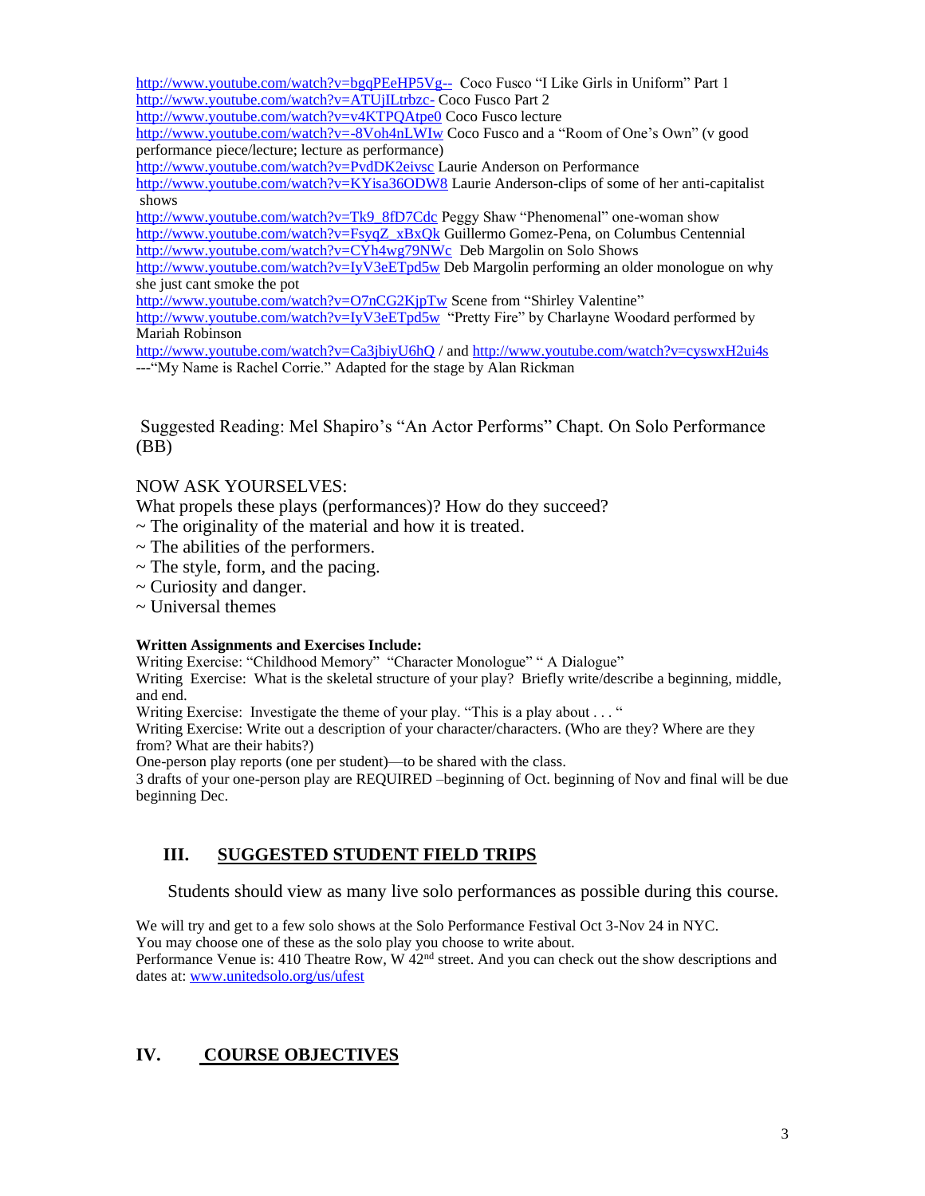http://www.youtube.com/watch?v=bgqPEeHP5Vg-- Coco Fusco "I Like Girls in Uniform" Part 1
http://www.youtube.com/watch?v=ATUjILtrbzc- Coco Fusco Part 2
http://www.youtube.com/watch?v=v4KTPQAtpe0 Coco Fusco lecture
http://www.youtube.com/watch?v=-8Voh4nLWIw Coco Fusco and a "Room of One's Own" (v good performance piece/lecture; lecture as performance)
http://www.youtube.com/watch?v=PvdDK2eivsc Laurie Anderson on Performance
http://www.youtube.com/watch?v=KYisa36ODW8 Laurie Anderson-clips of some of her anti-capitalist shows
http://www.youtube.com/watch?v=Tk9_8fD7Cdc Peggy Shaw "Phenomenal" one-woman show
http://www.youtube.com/watch?v=FsyqZ_xBxQk Guillermo Gomez-Pena, on Columbus Centennial
http://www.youtube.com/watch?v=CYh4wg79NWc Deb Margolin on Solo Shows
http://www.youtube.com/watch?v=IyV3eETpd5w Deb Margolin performing an older monologue on why she just cant smoke the pot
http://www.youtube.com/watch?v=O7nCG2KjpTw Scene from "Shirley Valentine"
http://www.youtube.com/watch?v=IyV3eETpd5w "Pretty Fire" by Charlayne Woodard performed by Mariah Robinson
http://www.youtube.com/watch?v=Ca3jbiyU6hQ / and http://www.youtube.com/watch?v=cyswxH2ui4s ---"My Name is Rachel Corrie." Adapted for the stage by Alan Rickman

Suggested Reading: Mel Shapiro's "An Actor Performs" Chapt. On Solo Performance (BB)

NOW ASK YOURSELVES:

What propels these plays (performances)? How do they succeed?

~ The originality of the material and how it is treated.
~ The abilities of the performers.
~ The style, form, and the pacing.
~ Curiosity and danger.
~ Universal themes

**Written Assignments and Exercises Include:**

Writing Exercise: "Childhood Memory" "Character Monologue" " A Dialogue"
Writing Exercise: What is the skeletal structure of your play? Briefly write/describe a beginning, middle, and end.
Writing Exercise: Investigate the theme of your play. "This is a play about . . . "
Writing Exercise: Write out a description of your character/characters. (Who are they? Where are they from? What are their habits?)
One-person play reports (one per student)—to be shared with the class.
3 drafts of your one-person play are REQUIRED –beginning of Oct. beginning of Nov and final will be due beginning Dec.

## III. <u>SUGGESTED STUDENT FIELD TRIPS</u>

Students should view as many live solo performances as possible during this course.

We will try and get to a few solo shows at the Solo Performance Festival Oct 3-Nov 24 in NYC.
You may choose one of these as the solo play you choose to write about.
Performance Venue is: 410 Theatre Row, W 42nd street. And you can check out the show descriptions and dates at: www.unitedsolo.org/us/ufest

## IV. <u>COURSE OBJECTIVES</u>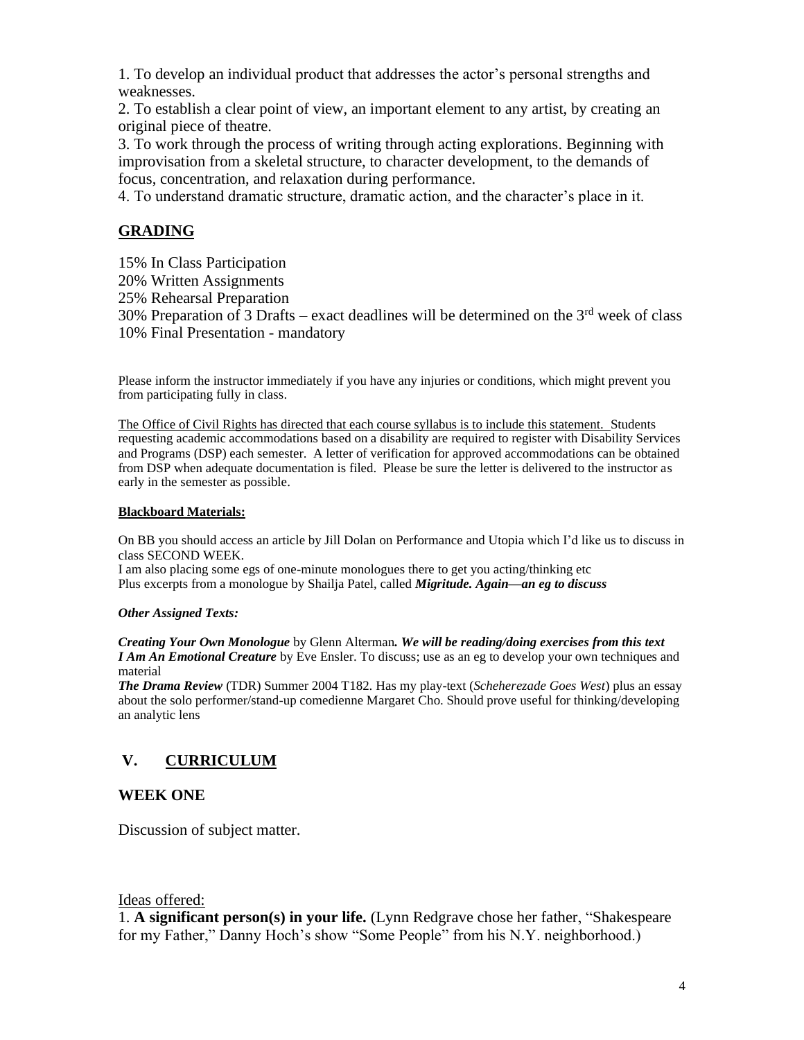1. To develop an individual product that addresses the actor's personal strengths and weaknesses.
2. To establish a clear point of view, an important element to any artist, by creating an original piece of theatre.
3. To work through the process of writing through acting explorations. Beginning with improvisation from a skeletal structure, to character development, to the demands of focus, concentration, and relaxation during performance.
4. To understand dramatic structure, dramatic action, and the character's place in it.

## GRADING

15% In Class Participation
20% Written Assignments
25% Rehearsal Preparation
30% Preparation of 3 Drafts – exact deadlines will be determined on the 3rd week of class
10% Final Presentation - mandatory

Please inform the instructor immediately if you have any injuries or conditions, which might prevent you from participating fully in class.

The Office of Civil Rights has directed that each course syllabus is to include this statement. Students requesting academic accommodations based on a disability are required to register with Disability Services and Programs (DSP) each semester. A letter of verification for approved accommodations can be obtained from DSP when adequate documentation is filed. Please be sure the letter is delivered to the instructor as early in the semester as possible.

**Blackboard Materials:**

On BB you should access an article by Jill Dolan on Performance and Utopia which I'd like us to discuss in class SECOND WEEK.
I am also placing some egs of one-minute monologues there to get you acting/thinking etc
Plus excerpts from a monologue by Shailja Patel, called ***Migritude. Again—an eg to discuss***

***Other Assigned Texts:***

***Creating Your Own Monologue*** by Glenn Alterman***. We will be reading/doing exercises from this text***
***I Am An Emotional Creature*** by Eve Ensler. To discuss; use as an eg to develop your own techniques and material
***The Drama Review*** (TDR) Summer 2004 T182. Has my play-text (*Scheherezade Goes West*) plus an essay about the solo performer/stand-up comedienne Margaret Cho. Should prove useful for thinking/developing an analytic lens

## V. CURRICULUM

### WEEK ONE

Discussion of subject matter.

Ideas offered:

1. **A significant person(s) in your life.** (Lynn Redgrave chose her father, "Shakespeare for my Father," Danny Hoch's show "Some People" from his N.Y. neighborhood.)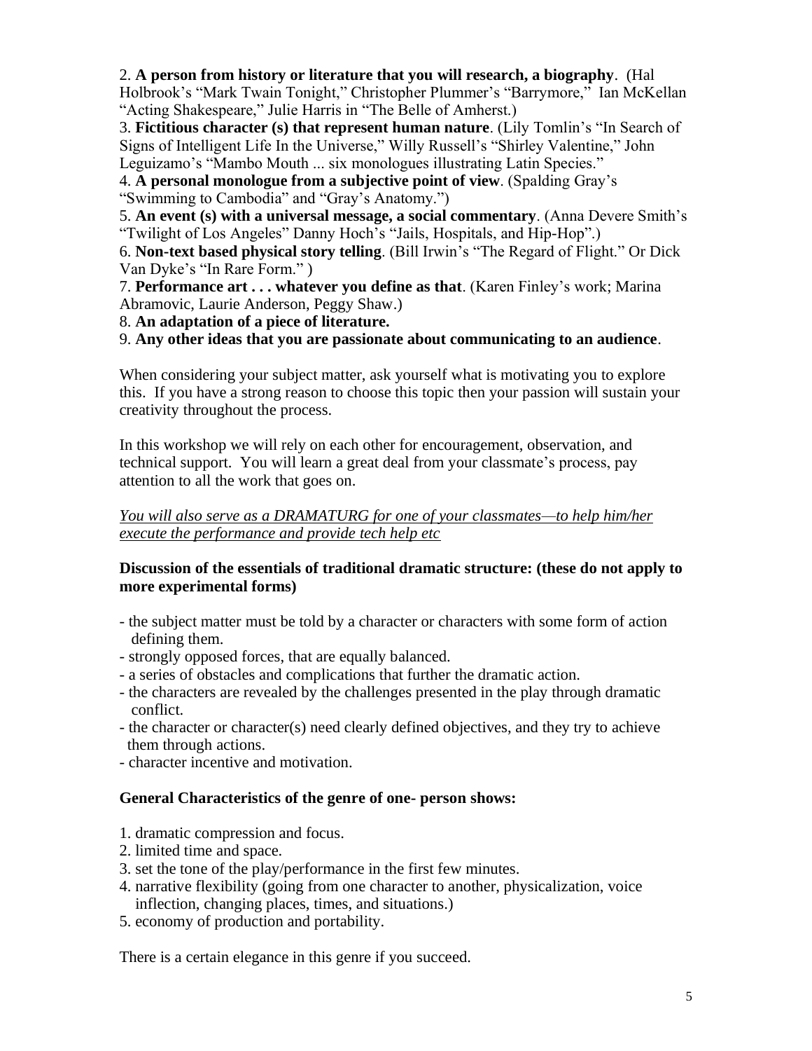2. **A person from history or literature that you will research, a biography**. (Hal Holbrook's "Mark Twain Tonight," Christopher Plummer's "Barrymore," Ian McKellan "Acting Shakespeare," Julie Harris in "The Belle of Amherst.)
3. **Fictitious character (s) that represent human nature**. (Lily Tomlin's "In Search of Signs of Intelligent Life In the Universe," Willy Russell's "Shirley Valentine," John Leguizamo's "Mambo Mouth ... six monologues illustrating Latin Species."
4. **A personal monologue from a subjective point of view**. (Spalding Gray's "Swimming to Cambodia" and "Gray's Anatomy.")
5. **An event (s) with a universal message, a social commentary**. (Anna Devere Smith's "Twilight of Los Angeles" Danny Hoch's "Jails, Hospitals, and Hip-Hop".)
6. **Non-text based physical story telling**. (Bill Irwin's "The Regard of Flight." Or Dick Van Dyke's "In Rare Form." )
7. **Performance art . . . whatever you define as that**. (Karen Finley's work; Marina Abramovic, Laurie Anderson, Peggy Shaw.)
8. **An adaptation of a piece of literature.**
9. **Any other ideas that you are passionate about communicating to an audience**.

When considering your subject matter, ask yourself what is motivating you to explore this. If you have a strong reason to choose this topic then your passion will sustain your creativity throughout the process.

In this workshop we will rely on each other for encouragement, observation, and technical support. You will learn a great deal from your classmate's process, pay attention to all the work that goes on.

*You will also serve as a DRAMATURG for one of your classmates—to help him/her execute the performance and provide tech help etc*

**Discussion of the essentials of traditional dramatic structure: (these do not apply to more experimental forms)**

- the subject matter must be told by a character or characters with some form of action defining them.
- strongly opposed forces, that are equally balanced.
- a series of obstacles and complications that further the dramatic action.
- the characters are revealed by the challenges presented in the play through dramatic conflict.
- the character or character(s) need clearly defined objectives, and they try to achieve them through actions.
- character incentive and motivation.

**General Characteristics of the genre of one- person shows:**

1. dramatic compression and focus.
2. limited time and space.
3. set the tone of the play/performance in the first few minutes.
4. narrative flexibility (going from one character to another, physicalization, voice inflection, changing places, times, and situations.)
5. economy of production and portability.

There is a certain elegance in this genre if you succeed.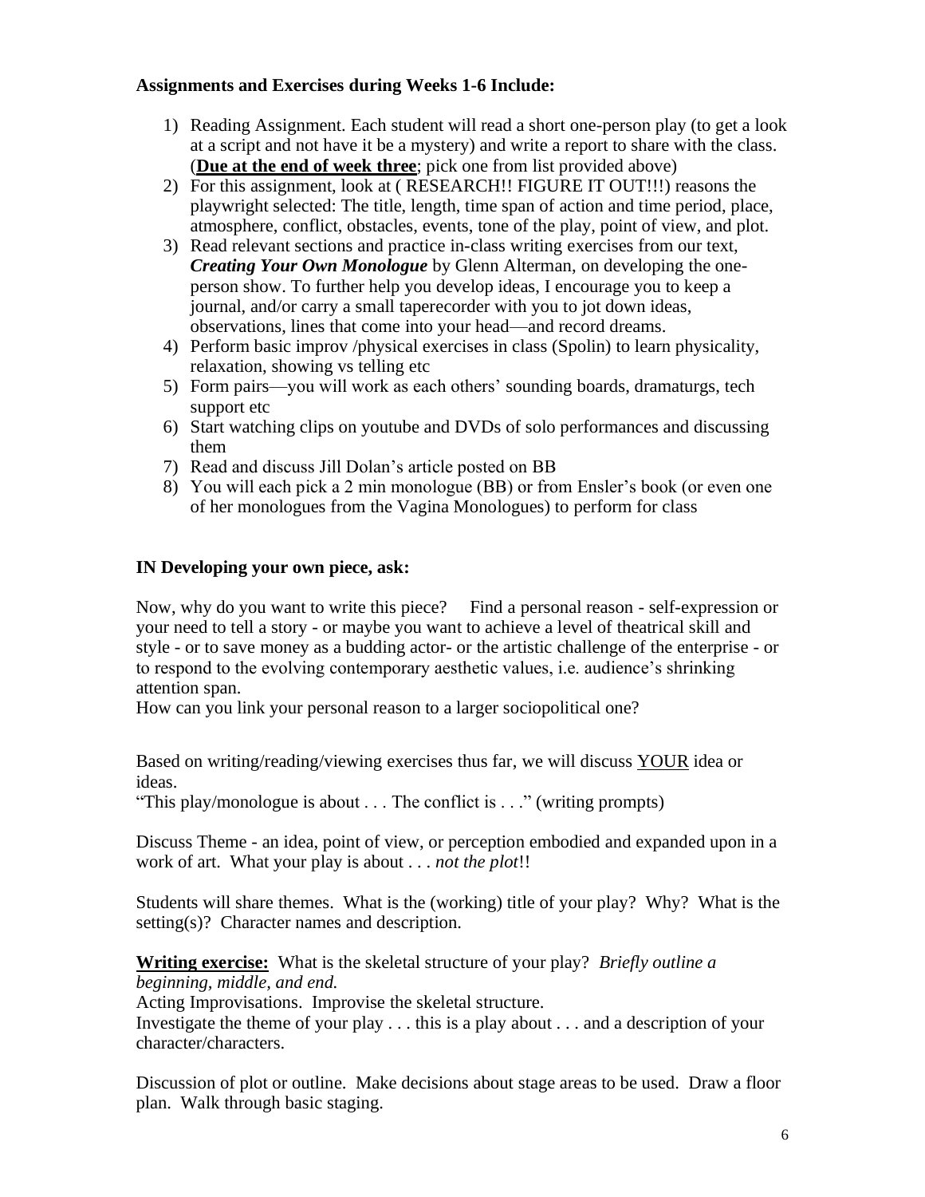**Assignments and Exercises during Weeks 1-6 Include:**

1) Reading Assignment. Each student will read a short one-person play (to get a look at a script and not have it be a mystery) and write a report to share with the class. (**<u>Due at the end of week three</u>**; pick one from list provided above)
2) For this assignment, look at ( RESEARCH!! FIGURE IT OUT!!!) reasons the playwright selected: The title, length, time span of action and time period, place, atmosphere, conflict, obstacles, events, tone of the play, point of view, and plot.
3) Read relevant sections and practice in-class writing exercises from our text, ***Creating Your Own Monologue*** by Glenn Alterman, on developing the one-person show. To further help you develop ideas, I encourage you to keep a journal, and/or carry a small taperecorder with you to jot down ideas, observations, lines that come into your head—and record dreams.
4) Perform basic improv /physical exercises in class (Spolin) to learn physicality, relaxation, showing vs telling etc
5) Form pairs—you will work as each others' sounding boards, dramaturgs, tech support etc
6) Start watching clips on youtube and DVDs of solo performances and discussing them
7) Read and discuss Jill Dolan's article posted on BB
8) You will each pick a 2 min monologue (BB) or from Ensler's book (or even one of her monologues from the Vagina Monologues) to perform for class

**IN Developing your own piece, ask:**

Now, why do you want to write this piece? Find a personal reason - self-expression or your need to tell a story - or maybe you want to achieve a level of theatrical skill and style - or to save money as a budding actor- or the artistic challenge of the enterprise - or to respond to the evolving contemporary aesthetic values, i.e. audience's shrinking attention span.
How can you link your personal reason to a larger sociopolitical one?

Based on writing/reading/viewing exercises thus far, we will discuss <u>YOUR</u> idea or ideas.
"This play/monologue is about . . . The conflict is . . ." (writing prompts)

Discuss Theme - an idea, point of view, or perception embodied and expanded upon in a work of art. What your play is about . . . *not the plot*!!

Students will share themes. What is the (working) title of your play? Why? What is the setting(s)? Character names and description.

**<u>Writing exercise:</u>** What is the skeletal structure of your play? *Briefly outline a beginning, middle, and end.*
Acting Improvisations. Improvise the skeletal structure.
Investigate the theme of your play . . . this is a play about . . . and a description of your character/characters.

Discussion of plot or outline. Make decisions about stage areas to be used. Draw a floor plan. Walk through basic staging.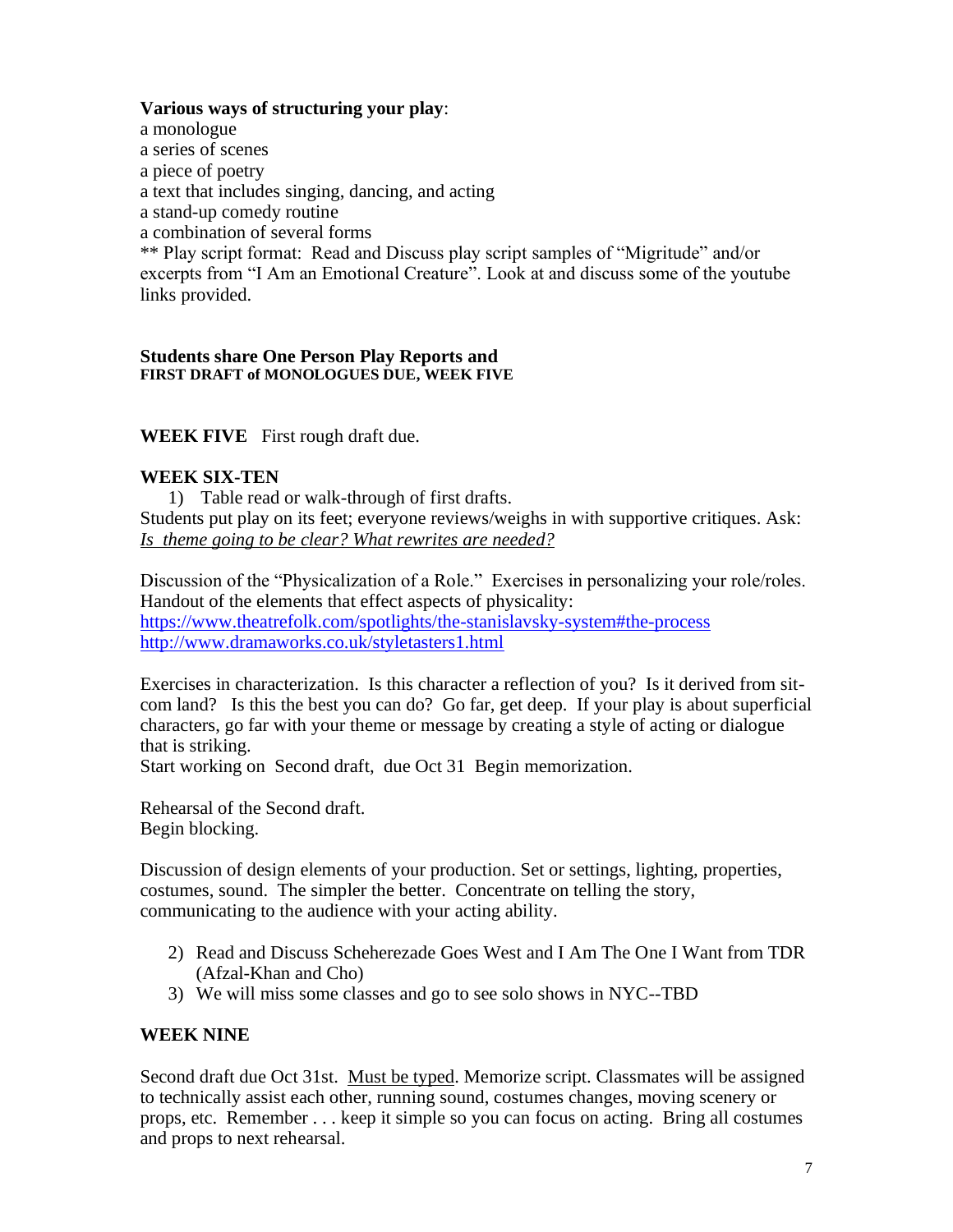**Various ways of structuring your play**:

a monologue
a series of scenes
a piece of poetry
a text that includes singing, dancing, and acting
a stand-up comedy routine
a combination of several forms

** Play script format: Read and Discuss play script samples of "Migritude" and/or excerpts from "I Am an Emotional Creature". Look at and discuss some of the youtube links provided.

**Students share One Person Play Reports and**
**FIRST DRAFT of MONOLOGUES DUE, WEEK FIVE**

**WEEK FIVE** First rough draft due.

**WEEK SIX-TEN**

1) Table read or walk-through of first drafts.

Students put play on its feet; everyone reviews/weighs in with supportive critiques. Ask: *Is theme going to be clear? What rewrites are needed?*

Discussion of the "Physicalization of a Role." Exercises in personalizing your role/roles. Handout of the elements that effect aspects of physicality:
https://www.theatrefolk.com/spotlights/the-stanislavsky-system#the-process
http://www.dramaworks.co.uk/styletasters1.html

Exercises in characterization. Is this character a reflection of you? Is it derived from sit-com land? Is this the best you can do? Go far, get deep. If your play is about superficial characters, go far with your theme or message by creating a style of acting or dialogue that is striking.
Start working on Second draft, due Oct 31 Begin memorization.

Rehearsal of the Second draft.
Begin blocking.

Discussion of design elements of your production. Set or settings, lighting, properties, costumes, sound. The simpler the better. Concentrate on telling the story, communicating to the audience with your acting ability.

2) Read and Discuss Scheherezade Goes West and I Am The One I Want from TDR (Afzal-Khan and Cho)
3) We will miss some classes and go to see solo shows in NYC--TBD

**WEEK NINE**

Second draft due Oct 31st. Must be typed. Memorize script. Classmates will be assigned to technically assist each other, running sound, costumes changes, moving scenery or props, etc. Remember . . . keep it simple so you can focus on acting. Bring all costumes and props to next rehearsal.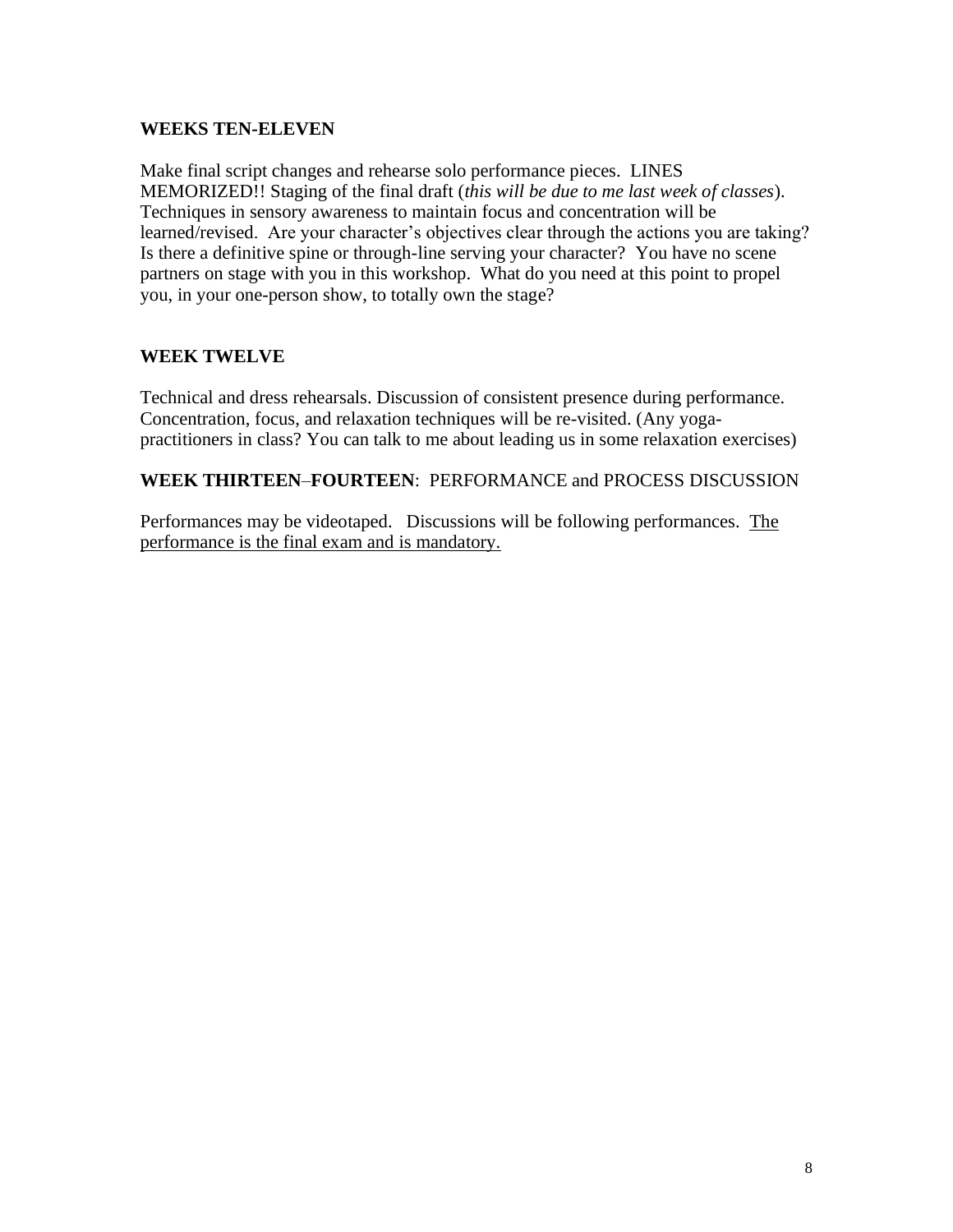**WEEKS TEN-ELEVEN**

Make final script changes and rehearse solo performance pieces. LINES MEMORIZED!! Staging of the final draft (*this will be due to me last week of classes*). Techniques in sensory awareness to maintain focus and concentration will be learned/revised. Are your character's objectives clear through the actions you are taking? Is there a definitive spine or through-line serving your character? You have no scene partners on stage with you in this workshop. What do you need at this point to propel you, in your one-person show, to totally own the stage?

**WEEK TWELVE**

Technical and dress rehearsals. Discussion of consistent presence during performance. Concentration, focus, and relaxation techniques will be re-visited. (Any yoga-practitioners in class? You can talk to me about leading us in some relaxation exercises)

**WEEK THIRTEEN–FOURTEEN**: PERFORMANCE and PROCESS DISCUSSION

Performances may be videotaped. Discussions will be following performances. <u>The performance is the final exam and is mandatory.</u>